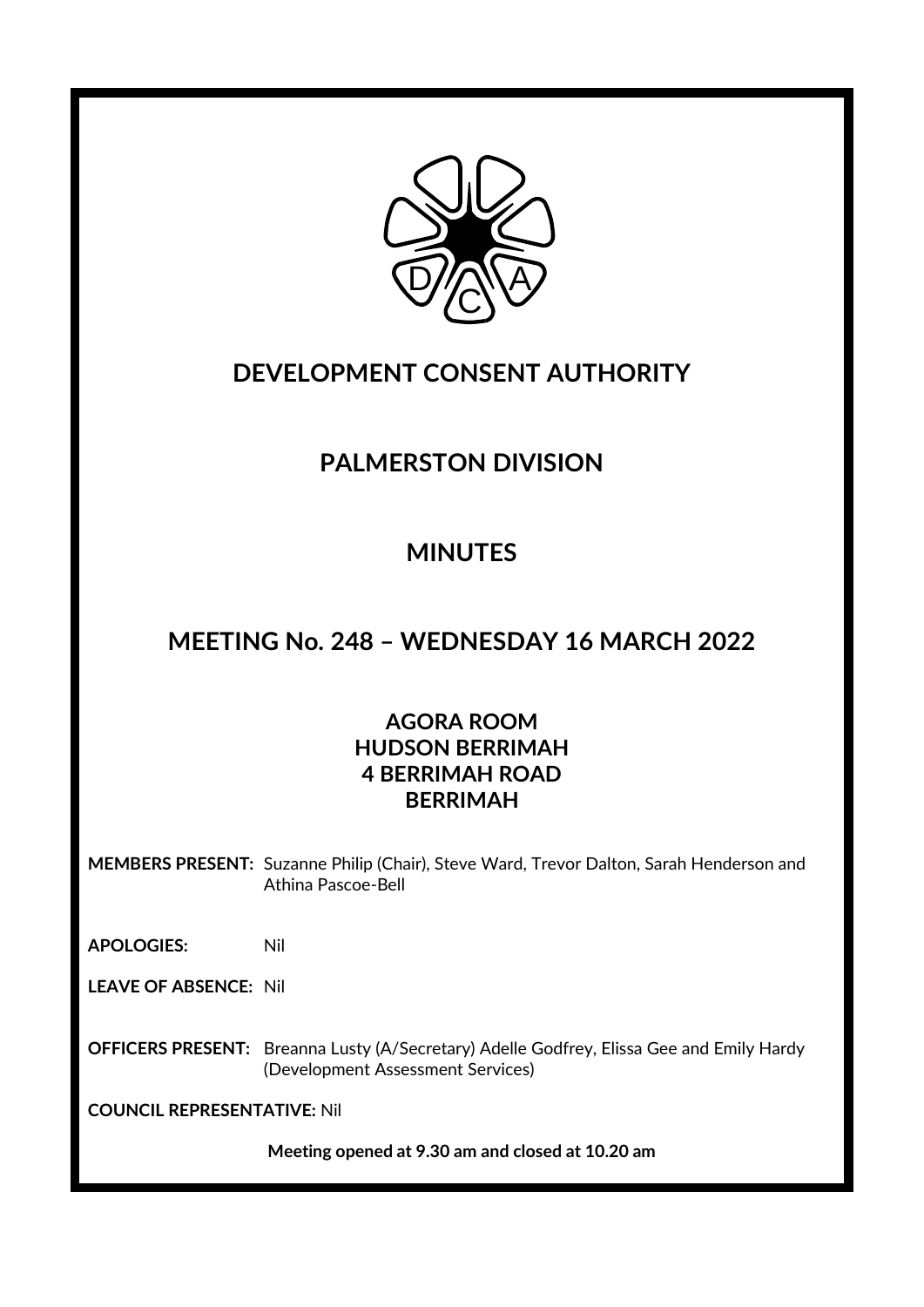# DEVELOPMENT CONSENT AUTHORITY

## PALMERSTON DIVISION

## MINUTES

## MEETING No. 248 – WEDNESDAY 16 MARCH 2022

### AGORA ROOM
### HUDSON BERRIMAH
### 4 BERRIMAH ROAD
### BERRIMAH

**MEMBERS PRESENT:** Suzanne Philip (Chair), Steve Ward, Trevor Dalton, Sarah Henderson and Athina Pascoe-Bell

**APOLOGIES:** Nil

**LEAVE OF ABSENCE:** Nil

**OFFICERS PRESENT:** Breanna Lusty (A/Secretary) Adelle Godfrey, Elissa Gee and Emily Hardy (Development Assessment Services)

**COUNCIL REPRESENTATIVE:** Nil

**Meeting opened at 9.30 am and closed at 10.20 am**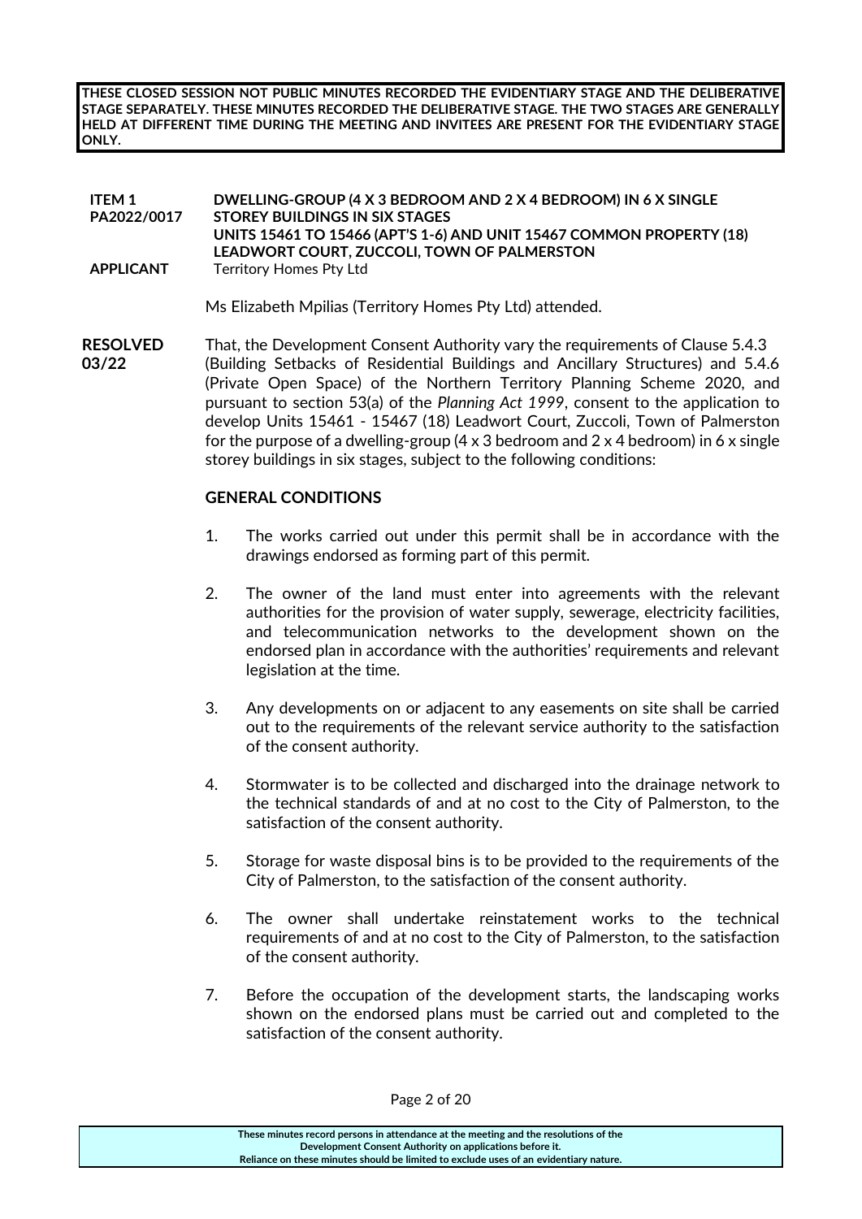**THESE CLOSED SESSION NOT PUBLIC MINUTES RECORDED THE EVIDENTIARY STAGE AND THE DELIBERATIVE STAGE SEPARATELY. THESE MINUTES RECORDED THE DELIBERATIVE STAGE. THE TWO STAGES ARE GENERALLY HELD AT DIFFERENT TIME DURING THE MEETING AND INVITEES ARE PRESENT FOR THE EVIDENTIARY STAGE ONLY.**

**ITEM 1**
**PA2022/0017**

**DWELLING-GROUP (4 X 3 BEDROOM AND 2 X 4 BEDROOM) IN 6 X SINGLE STOREY BUILDINGS IN SIX STAGES**
**UNITS 15461 TO 15466 (APT'S 1-6) AND UNIT 15467 COMMON PROPERTY (18) LEADWORT COURT, ZUCCOLI, TOWN OF PALMERSTON**

**APPLICANT** Territory Homes Pty Ltd

Ms Elizabeth Mpilias (Territory Homes Pty Ltd) attended.

**RESOLVED 03/22**

That, the Development Consent Authority vary the requirements of Clause 5.4.3 (Building Setbacks of Residential Buildings and Ancillary Structures) and 5.4.6 (Private Open Space) of the Northern Territory Planning Scheme 2020, and pursuant to section 53(a) of the *Planning Act 1999*, consent to the application to develop Units 15461 - 15467 (18) Leadwort Court, Zuccoli, Town of Palmerston for the purpose of a dwelling-group (4 x 3 bedroom and 2 x 4 bedroom) in 6 x single storey buildings in six stages, subject to the following conditions:

**GENERAL CONDITIONS**

1. The works carried out under this permit shall be in accordance with the drawings endorsed as forming part of this permit.

2. The owner of the land must enter into agreements with the relevant authorities for the provision of water supply, sewerage, electricity facilities, and telecommunication networks to the development shown on the endorsed plan in accordance with the authorities' requirements and relevant legislation at the time.

3. Any developments on or adjacent to any easements on site shall be carried out to the requirements of the relevant service authority to the satisfaction of the consent authority.

4. Stormwater is to be collected and discharged into the drainage network to the technical standards of and at no cost to the City of Palmerston, to the satisfaction of the consent authority.

5. Storage for waste disposal bins is to be provided to the requirements of the City of Palmerston, to the satisfaction of the consent authority.

6. The owner shall undertake reinstatement works to the technical requirements of and at no cost to the City of Palmerston, to the satisfaction of the consent authority.

7. Before the occupation of the development starts, the landscaping works shown on the endorsed plans must be carried out and completed to the satisfaction of the consent authority.

These minutes record persons in attendance at the meeting and the resolutions of the Development Consent Authority on applications before it.
Reliance on these minutes should be limited to exclude uses of an evidentiary nature.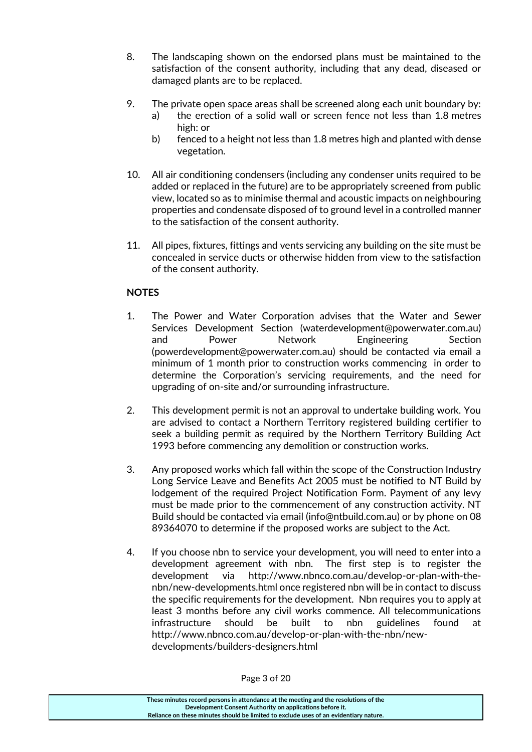8. The landscaping shown on the endorsed plans must be maintained to the satisfaction of the consent authority, including that any dead, diseased or damaged plants are to be replaced.

9. The private open space areas shall be screened along each unit boundary by:
   a) the erection of a solid wall or screen fence not less than 1.8 metres high: or
   b) fenced to a height not less than 1.8 metres high and planted with dense vegetation.

10. All air conditioning condensers (including any condenser units required to be added or replaced in the future) are to be appropriately screened from public view, located so as to minimise thermal and acoustic impacts on neighbouring properties and condensate disposed of to ground level in a controlled manner to the satisfaction of the consent authority.

11. All pipes, fixtures, fittings and vents servicing any building on the site must be concealed in service ducts or otherwise hidden from view to the satisfaction of the consent authority.

**NOTES**

1. The Power and Water Corporation advises that the Water and Sewer Services Development Section (waterdevelopment@powerwater.com.au) and Power Network Engineering Section (powerdevelopment@powerwater.com.au) should be contacted via email a minimum of 1 month prior to construction works commencing in order to determine the Corporation's servicing requirements, and the need for upgrading of on-site and/or surrounding infrastructure.

2. This development permit is not an approval to undertake building work. You are advised to contact a Northern Territory registered building certifier to seek a building permit as required by the Northern Territory Building Act 1993 before commencing any demolition or construction works.

3. Any proposed works which fall within the scope of the Construction Industry Long Service Leave and Benefits Act 2005 must be notified to NT Build by lodgement of the required Project Notification Form. Payment of any levy must be made prior to the commencement of any construction activity. NT Build should be contacted via email (info@ntbuild.com.au) or by phone on 08 89364070 to determine if the proposed works are subject to the Act.

4. If you choose nbn to service your development, you will need to enter into a development agreement with nbn. The first step is to register the development via http://www.nbnco.com.au/develop-or-plan-with-the-nbn/new-developments.html once registered nbn will be in contact to discuss the specific requirements for the development. Nbn requires you to apply at least 3 months before any civil works commence. All telecommunications infrastructure should be built to nbn guidelines found at http://www.nbnco.com.au/develop-or-plan-with-the-nbn/new-developments/builders-designers.html

These minutes record persons in attendance at the meeting and the resolutions of the Development Consent Authority on applications before it.
Reliance on these minutes should be limited to exclude uses of an evidentiary nature.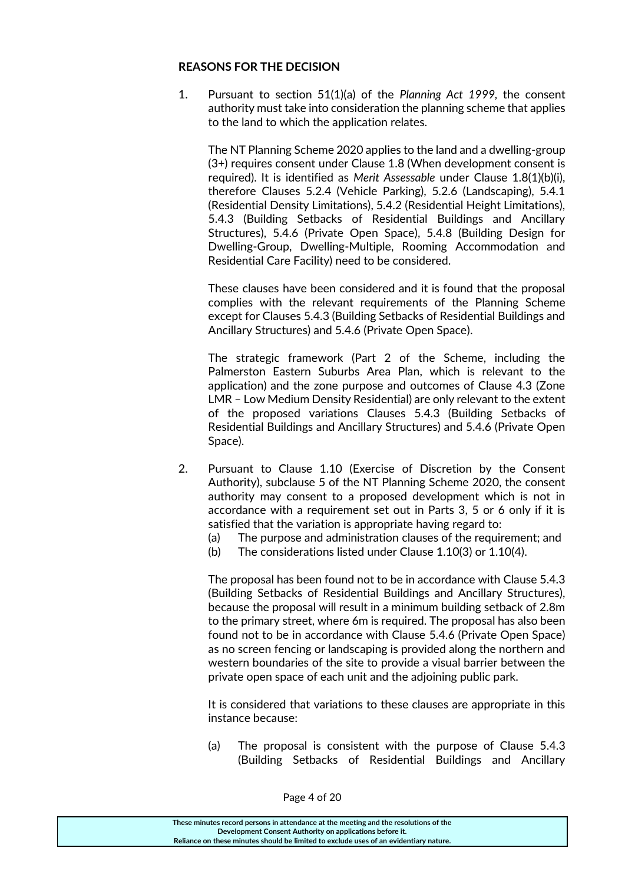**REASONS FOR THE DECISION**

1. Pursuant to section 51(1)(a) of the *Planning Act 1999*, the consent authority must take into consideration the planning scheme that applies to the land to which the application relates.

   The NT Planning Scheme 2020 applies to the land and a dwelling-group (3+) requires consent under Clause 1.8 (When development consent is required). It is identified as *Merit Assessable* under Clause 1.8(1)(b)(i), therefore Clauses 5.2.4 (Vehicle Parking), 5.2.6 (Landscaping), 5.4.1 (Residential Density Limitations), 5.4.2 (Residential Height Limitations), 5.4.3 (Building Setbacks of Residential Buildings and Ancillary Structures), 5.4.6 (Private Open Space), 5.4.8 (Building Design for Dwelling-Group, Dwelling-Multiple, Rooming Accommodation and Residential Care Facility) need to be considered.

   These clauses have been considered and it is found that the proposal complies with the relevant requirements of the Planning Scheme except for Clauses 5.4.3 (Building Setbacks of Residential Buildings and Ancillary Structures) and 5.4.6 (Private Open Space).

   The strategic framework (Part 2 of the Scheme, including the Palmerston Eastern Suburbs Area Plan, which is relevant to the application) and the zone purpose and outcomes of Clause 4.3 (Zone LMR – Low Medium Density Residential) are only relevant to the extent of the proposed variations Clauses 5.4.3 (Building Setbacks of Residential Buildings and Ancillary Structures) and 5.4.6 (Private Open Space).

2. Pursuant to Clause 1.10 (Exercise of Discretion by the Consent Authority), subclause 5 of the NT Planning Scheme 2020, the consent authority may consent to a proposed development which is not in accordance with a requirement set out in Parts 3, 5 or 6 only if it is satisfied that the variation is appropriate having regard to:
   (a) The purpose and administration clauses of the requirement; and
   (b) The considerations listed under Clause 1.10(3) or 1.10(4).

   The proposal has been found not to be in accordance with Clause 5.4.3 (Building Setbacks of Residential Buildings and Ancillary Structures), because the proposal will result in a minimum building setback of 2.8m to the primary street, where 6m is required. The proposal has also been found not to be in accordance with Clause 5.4.6 (Private Open Space) as no screen fencing or landscaping is provided along the northern and western boundaries of the site to provide a visual barrier between the private open space of each unit and the adjoining public park.

   It is considered that variations to these clauses are appropriate in this instance because:

   (a) The proposal is consistent with the purpose of Clause 5.4.3 (Building Setbacks of Residential Buildings and Ancillary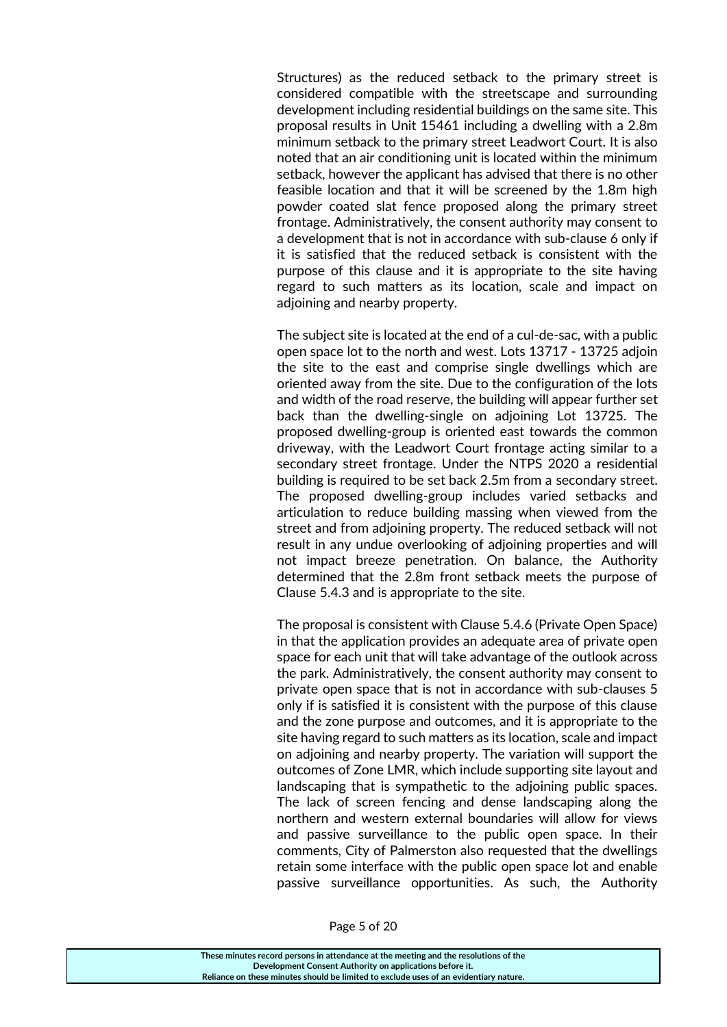Structures) as the reduced setback to the primary street is considered compatible with the streetscape and surrounding development including residential buildings on the same site. This proposal results in Unit 15461 including a dwelling with a 2.8m minimum setback to the primary street Leadwort Court. It is also noted that an air conditioning unit is located within the minimum setback, however the applicant has advised that there is no other feasible location and that it will be screened by the 1.8m high powder coated slat fence proposed along the primary street frontage. Administratively, the consent authority may consent to a development that is not in accordance with sub-clause 6 only if it is satisfied that the reduced setback is consistent with the purpose of this clause and it is appropriate to the site having regard to such matters as its location, scale and impact on adjoining and nearby property.

The subject site is located at the end of a cul-de-sac, with a public open space lot to the north and west. Lots 13717 - 13725 adjoin the site to the east and comprise single dwellings which are oriented away from the site. Due to the configuration of the lots and width of the road reserve, the building will appear further set back than the dwelling-single on adjoining Lot 13725. The proposed dwelling-group is oriented east towards the common driveway, with the Leadwort Court frontage acting similar to a secondary street frontage. Under the NTPS 2020 a residential building is required to be set back 2.5m from a secondary street. The proposed dwelling-group includes varied setbacks and articulation to reduce building massing when viewed from the street and from adjoining property. The reduced setback will not result in any undue overlooking of adjoining properties and will not impact breeze penetration. On balance, the Authority determined that the 2.8m front setback meets the purpose of Clause 5.4.3 and is appropriate to the site.

The proposal is consistent with Clause 5.4.6 (Private Open Space) in that the application provides an adequate area of private open space for each unit that will take advantage of the outlook across the park. Administratively, the consent authority may consent to private open space that is not in accordance with sub-clauses 5 only if is satisfied it is consistent with the purpose of this clause and the zone purpose and outcomes, and it is appropriate to the site having regard to such matters as its location, scale and impact on adjoining and nearby property. The variation will support the outcomes of Zone LMR, which include supporting site layout and landscaping that is sympathetic to the adjoining public spaces. The lack of screen fencing and dense landscaping along the northern and western external boundaries will allow for views and passive surveillance to the public open space. In their comments, City of Palmerston also requested that the dwellings retain some interface with the public open space lot and enable passive surveillance opportunities. As such, the Authority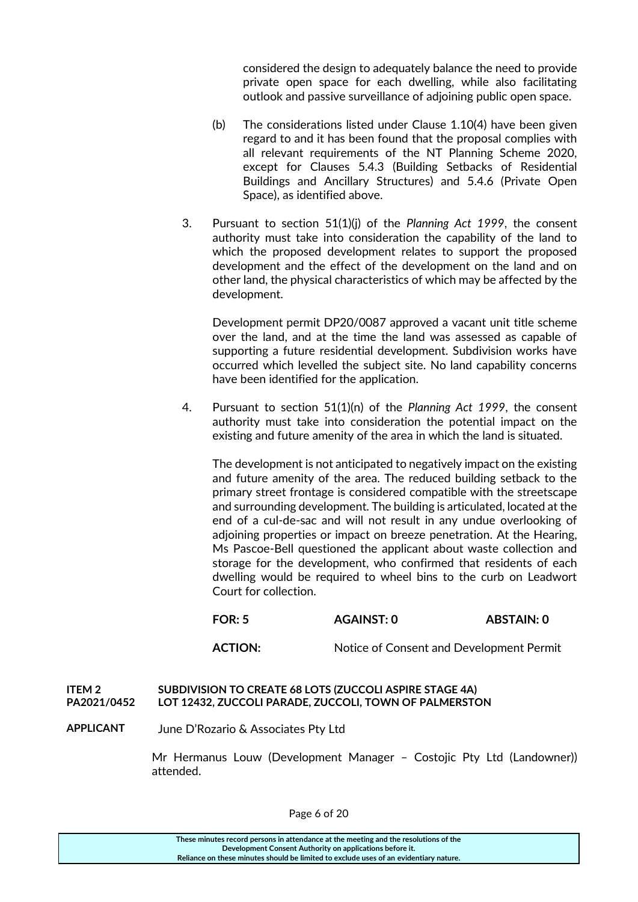considered the design to adequately balance the need to provide private open space for each dwelling, while also facilitating outlook and passive surveillance of adjoining public open space.

(b) The considerations listed under Clause 1.10(4) have been given regard to and it has been found that the proposal complies with all relevant requirements of the NT Planning Scheme 2020, except for Clauses 5.4.3 (Building Setbacks of Residential Buildings and Ancillary Structures) and 5.4.6 (Private Open Space), as identified above.

3. Pursuant to section 51(1)(j) of the *Planning Act 1999*, the consent authority must take into consideration the capability of the land to which the proposed development relates to support the proposed development and the effect of the development on the land and on other land, the physical characteristics of which may be affected by the development.

   Development permit DP20/0087 approved a vacant unit title scheme over the land, and at the time the land was assessed as capable of supporting a future residential development. Subdivision works have occurred which levelled the subject site. No land capability concerns have been identified for the application.

4. Pursuant to section 51(1)(n) of the *Planning Act 1999*, the consent authority must take into consideration the potential impact on the existing and future amenity of the area in which the land is situated.

   The development is not anticipated to negatively impact on the existing and future amenity of the area. The reduced building setback to the primary street frontage is considered compatible with the streetscape and surrounding development. The building is articulated, located at the end of a cul-de-sac and will not result in any undue overlooking of adjoining properties or impact on breeze penetration. At the Hearing, Ms Pascoe-Bell questioned the applicant about waste collection and storage for the development, who confirmed that residents of each dwelling would be required to wheel bins to the curb on Leadwort Court for collection.

**FOR: 5** **AGAINST: 0** **ABSTAIN: 0**

**ACTION:** Notice of Consent and Development Permit

**ITEM 2 PA2021/0452** **SUBDIVISION TO CREATE 68 LOTS (ZUCCOLI ASPIRE STAGE 4A) LOT 12432, ZUCCOLI PARADE, ZUCCOLI, TOWN OF PALMERSTON**

**APPLICANT** June D'Rozario & Associates Pty Ltd

Mr Hermanus Louw (Development Manager – Costojic Pty Ltd (Landowner)) attended.

These minutes record persons in attendance at the meeting and the resolutions of the Development Consent Authority on applications before it.
Reliance on these minutes should be limited to exclude uses of an evidentiary nature.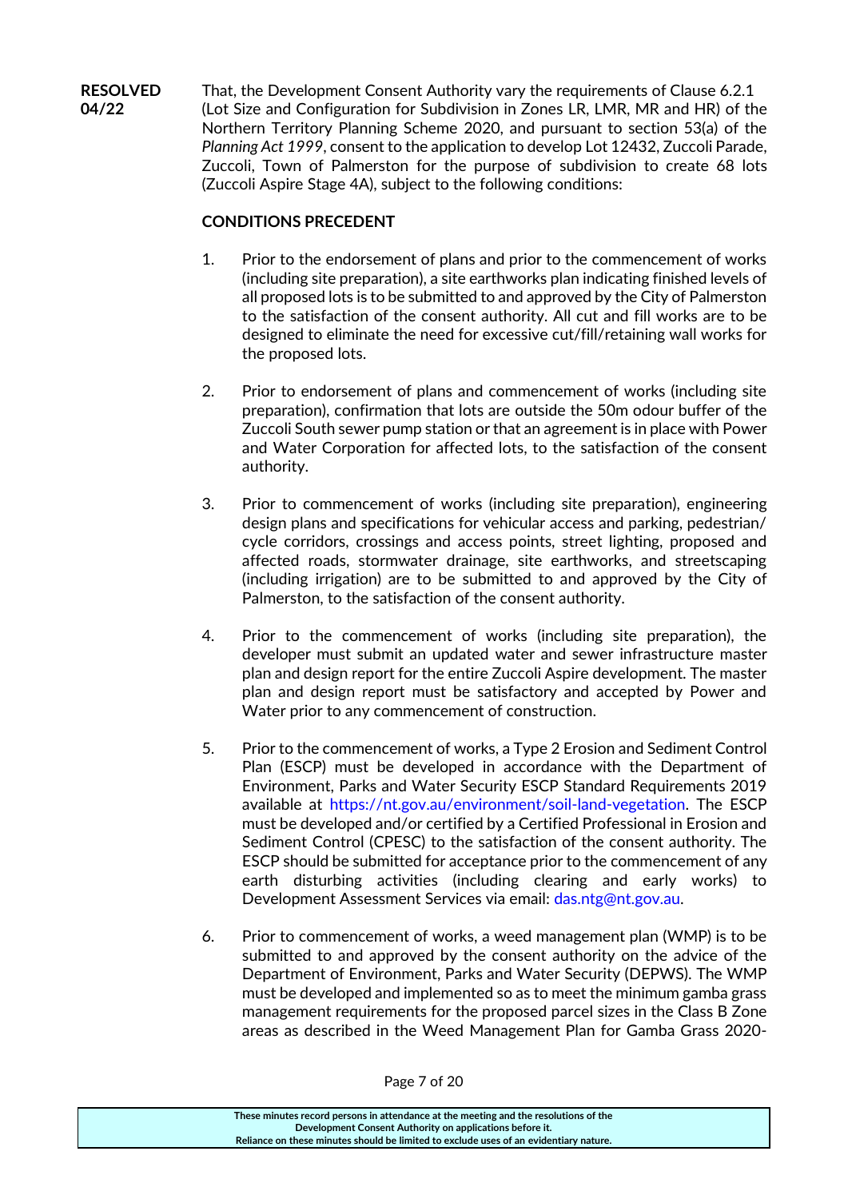**RESOLVED 04/22**

That, the Development Consent Authority vary the requirements of Clause 6.2.1 (Lot Size and Configuration for Subdivision in Zones LR, LMR, MR and HR) of the Northern Territory Planning Scheme 2020, and pursuant to section 53(a) of the *Planning Act 1999*, consent to the application to develop Lot 12432, Zuccoli Parade, Zuccoli, Town of Palmerston for the purpose of subdivision to create 68 lots (Zuccoli Aspire Stage 4A), subject to the following conditions:

**CONDITIONS PRECEDENT**

1. Prior to the endorsement of plans and prior to the commencement of works (including site preparation), a site earthworks plan indicating finished levels of all proposed lots is to be submitted to and approved by the City of Palmerston to the satisfaction of the consent authority. All cut and fill works are to be designed to eliminate the need for excessive cut/fill/retaining wall works for the proposed lots.

2. Prior to endorsement of plans and commencement of works (including site preparation), confirmation that lots are outside the 50m odour buffer of the Zuccoli South sewer pump station or that an agreement is in place with Power and Water Corporation for affected lots, to the satisfaction of the consent authority.

3. Prior to commencement of works (including site preparation), engineering design plans and specifications for vehicular access and parking, pedestrian/ cycle corridors, crossings and access points, street lighting, proposed and affected roads, stormwater drainage, site earthworks, and streetscaping (including irrigation) are to be submitted to and approved by the City of Palmerston, to the satisfaction of the consent authority.

4. Prior to the commencement of works (including site preparation), the developer must submit an updated water and sewer infrastructure master plan and design report for the entire Zuccoli Aspire development. The master plan and design report must be satisfactory and accepted by Power and Water prior to any commencement of construction.

5. Prior to the commencement of works, a Type 2 Erosion and Sediment Control Plan (ESCP) must be developed in accordance with the Department of Environment, Parks and Water Security ESCP Standard Requirements 2019 available at https://nt.gov.au/environment/soil-land-vegetation. The ESCP must be developed and/or certified by a Certified Professional in Erosion and Sediment Control (CPESC) to the satisfaction of the consent authority. The ESCP should be submitted for acceptance prior to the commencement of any earth disturbing activities (including clearing and early works) to Development Assessment Services via email: das.ntg@nt.gov.au.

6. Prior to commencement of works, a weed management plan (WMP) is to be submitted to and approved by the consent authority on the advice of the Department of Environment, Parks and Water Security (DEPWS). The WMP must be developed and implemented so as to meet the minimum gamba grass management requirements for the proposed parcel sizes in the Class B Zone areas as described in the Weed Management Plan for Gamba Grass 2020-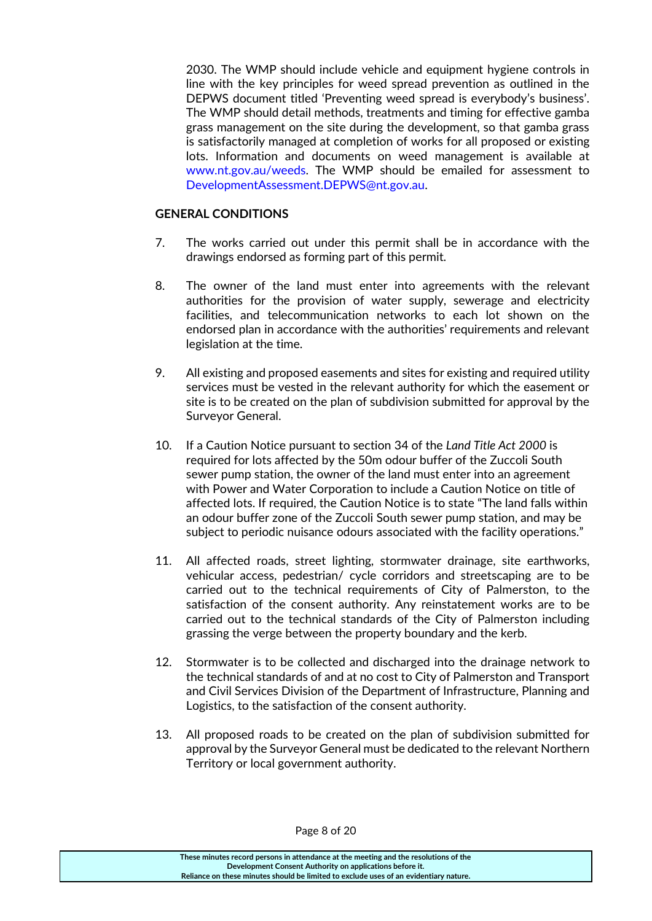2030. The WMP should include vehicle and equipment hygiene controls in line with the key principles for weed spread prevention as outlined in the DEPWS document titled 'Preventing weed spread is everybody's business'. The WMP should detail methods, treatments and timing for effective gamba grass management on the site during the development, so that gamba grass is satisfactorily managed at completion of works for all proposed or existing lots. Information and documents on weed management is available at www.nt.gov.au/weeds. The WMP should be emailed for assessment to DevelopmentAssessment.DEPWS@nt.gov.au.

**GENERAL CONDITIONS**

7. The works carried out under this permit shall be in accordance with the drawings endorsed as forming part of this permit.

8. The owner of the land must enter into agreements with the relevant authorities for the provision of water supply, sewerage and electricity facilities, and telecommunication networks to each lot shown on the endorsed plan in accordance with the authorities' requirements and relevant legislation at the time.

9. All existing and proposed easements and sites for existing and required utility services must be vested in the relevant authority for which the easement or site is to be created on the plan of subdivision submitted for approval by the Surveyor General.

10. If a Caution Notice pursuant to section 34 of the *Land Title Act 2000* is required for lots affected by the 50m odour buffer of the Zuccoli South sewer pump station, the owner of the land must enter into an agreement with Power and Water Corporation to include a Caution Notice on title of affected lots. If required, the Caution Notice is to state "The land falls within an odour buffer zone of the Zuccoli South sewer pump station, and may be subject to periodic nuisance odours associated with the facility operations."

11. All affected roads, street lighting, stormwater drainage, site earthworks, vehicular access, pedestrian/ cycle corridors and streetscaping are to be carried out to the technical requirements of City of Palmerston, to the satisfaction of the consent authority. Any reinstatement works are to be carried out to the technical standards of the City of Palmerston including grassing the verge between the property boundary and the kerb.

12. Stormwater is to be collected and discharged into the drainage network to the technical standards of and at no cost to City of Palmerston and Transport and Civil Services Division of the Department of Infrastructure, Planning and Logistics, to the satisfaction of the consent authority.

13. All proposed roads to be created on the plan of subdivision submitted for approval by the Surveyor General must be dedicated to the relevant Northern Territory or local government authority.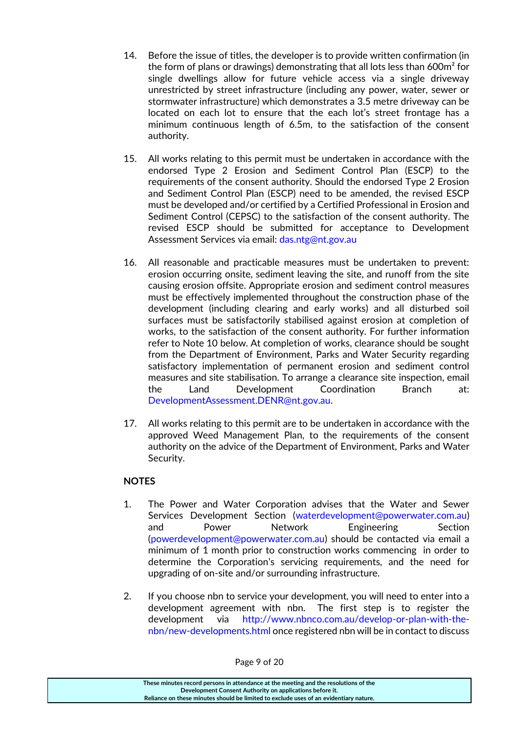14. Before the issue of titles, the developer is to provide written confirmation (in the form of plans or drawings) demonstrating that all lots less than 600m² for single dwellings allow for future vehicle access via a single driveway unrestricted by street infrastructure (including any power, water, sewer or stormwater infrastructure) which demonstrates a 3.5 metre driveway can be located on each lot to ensure that the each lot's street frontage has a minimum continuous length of 6.5m, to the satisfaction of the consent authority.

15. All works relating to this permit must be undertaken in accordance with the endorsed Type 2 Erosion and Sediment Control Plan (ESCP) to the requirements of the consent authority. Should the endorsed Type 2 Erosion and Sediment Control Plan (ESCP) need to be amended, the revised ESCP must be developed and/or certified by a Certified Professional in Erosion and Sediment Control (CEPSC) to the satisfaction of the consent authority. The revised ESCP should be submitted for acceptance to Development Assessment Services via email: das.ntg@nt.gov.au

16. All reasonable and practicable measures must be undertaken to prevent: erosion occurring onsite, sediment leaving the site, and runoff from the site causing erosion offsite. Appropriate erosion and sediment control measures must be effectively implemented throughout the construction phase of the development (including clearing and early works) and all disturbed soil surfaces must be satisfactorily stabilised against erosion at completion of works, to the satisfaction of the consent authority. For further information refer to Note 10 below. At completion of works, clearance should be sought from the Department of Environment, Parks and Water Security regarding satisfactory implementation of permanent erosion and sediment control measures and site stabilisation. To arrange a clearance site inspection, email the Land Development Coordination Branch at: DevelopmentAssessment.DENR@nt.gov.au.

17. All works relating to this permit are to be undertaken in accordance with the approved Weed Management Plan, to the requirements of the consent authority on the advice of the Department of Environment, Parks and Water Security.

**NOTES**

1. The Power and Water Corporation advises that the Water and Sewer Services Development Section (waterdevelopment@powerwater.com.au) and Power Network Engineering Section (powerdevelopment@powerwater.com.au) should be contacted via email a minimum of 1 month prior to construction works commencing in order to determine the Corporation's servicing requirements, and the need for upgrading of on-site and/or surrounding infrastructure.

2. If you choose nbn to service your development, you will need to enter into a development agreement with nbn. The first step is to register the development via http://www.nbnco.com.au/develop-or-plan-with-the-nbn/new-developments.html once registered nbn will be in contact to discuss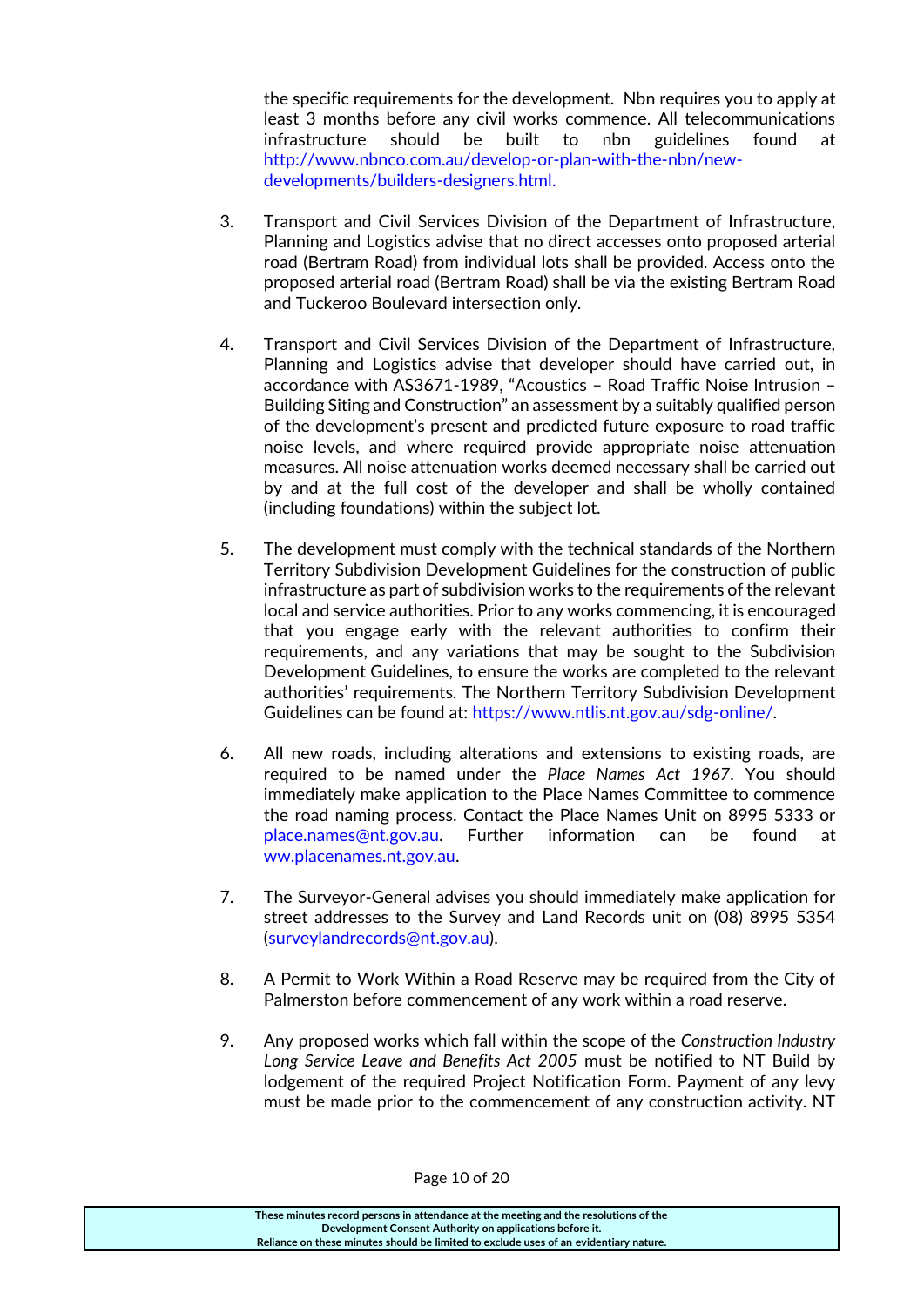the specific requirements for the development. Nbn requires you to apply at least 3 months before any civil works commence. All telecommunications infrastructure should be built to nbn guidelines found at http://www.nbnco.com.au/develop-or-plan-with-the-nbn/new-developments/builders-designers.html.

3. Transport and Civil Services Division of the Department of Infrastructure, Planning and Logistics advise that no direct accesses onto proposed arterial road (Bertram Road) from individual lots shall be provided. Access onto the proposed arterial road (Bertram Road) shall be via the existing Bertram Road and Tuckeroo Boulevard intersection only.

4. Transport and Civil Services Division of the Department of Infrastructure, Planning and Logistics advise that developer should have carried out, in accordance with AS3671-1989, "Acoustics – Road Traffic Noise Intrusion – Building Siting and Construction" an assessment by a suitably qualified person of the development's present and predicted future exposure to road traffic noise levels, and where required provide appropriate noise attenuation measures. All noise attenuation works deemed necessary shall be carried out by and at the full cost of the developer and shall be wholly contained (including foundations) within the subject lot.

5. The development must comply with the technical standards of the Northern Territory Subdivision Development Guidelines for the construction of public infrastructure as part of subdivision works to the requirements of the relevant local and service authorities. Prior to any works commencing, it is encouraged that you engage early with the relevant authorities to confirm their requirements, and any variations that may be sought to the Subdivision Development Guidelines, to ensure the works are completed to the relevant authorities' requirements. The Northern Territory Subdivision Development Guidelines can be found at: https://www.ntlis.nt.gov.au/sdg-online/.

6. All new roads, including alterations and extensions to existing roads, are required to be named under the *Place Names Act 1967*. You should immediately make application to the Place Names Committee to commence the road naming process. Contact the Place Names Unit on 8995 5333 or place.names@nt.gov.au. Further information can be found at ww.placenames.nt.gov.au.

7. The Surveyor-General advises you should immediately make application for street addresses to the Survey and Land Records unit on (08) 8995 5354 (surveylandrecords@nt.gov.au).

8. A Permit to Work Within a Road Reserve may be required from the City of Palmerston before commencement of any work within a road reserve.

9. Any proposed works which fall within the scope of the *Construction Industry Long Service Leave and Benefits Act 2005* must be notified to NT Build by lodgement of the required Project Notification Form. Payment of any levy must be made prior to the commencement of any construction activity. NT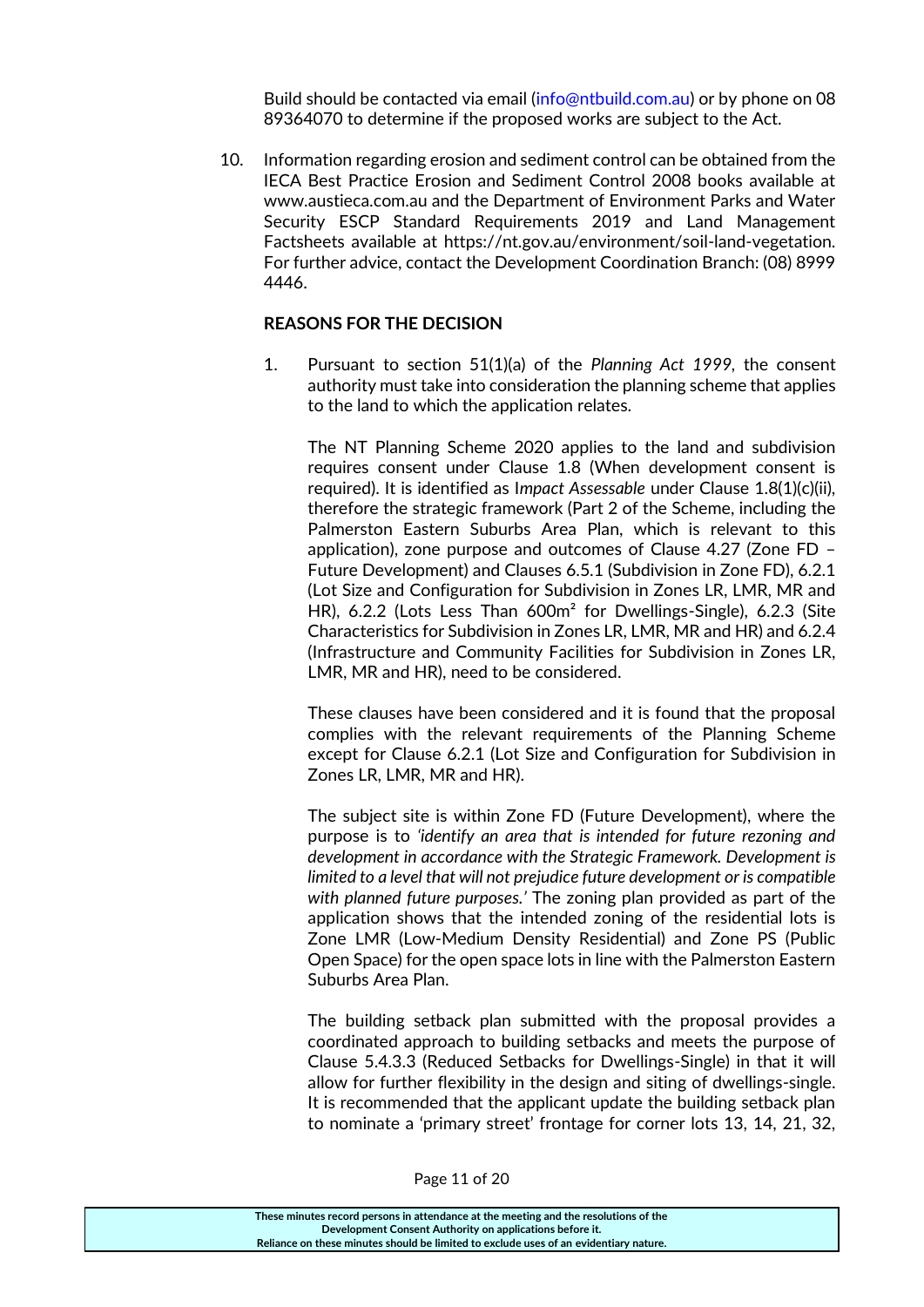Build should be contacted via email (info@ntbuild.com.au) or by phone on 08 89364070 to determine if the proposed works are subject to the Act.

10. Information regarding erosion and sediment control can be obtained from the IECA Best Practice Erosion and Sediment Control 2008 books available at www.austieca.com.au and the Department of Environment Parks and Water Security ESCP Standard Requirements 2019 and Land Management Factsheets available at https://nt.gov.au/environment/soil-land-vegetation. For further advice, contact the Development Coordination Branch: (08) 8999 4446.

**REASONS FOR THE DECISION**

1. Pursuant to section 51(1)(a) of the *Planning Act 1999*, the consent authority must take into consideration the planning scheme that applies to the land to which the application relates.

   The NT Planning Scheme 2020 applies to the land and subdivision requires consent under Clause 1.8 (When development consent is required). It is identified as I*mpact Assessable* under Clause 1.8(1)(c)(ii), therefore the strategic framework (Part 2 of the Scheme, including the Palmerston Eastern Suburbs Area Plan, which is relevant to this application), zone purpose and outcomes of Clause 4.27 (Zone FD – Future Development) and Clauses 6.5.1 (Subdivision in Zone FD), 6.2.1 (Lot Size and Configuration for Subdivision in Zones LR, LMR, MR and HR), 6.2.2 (Lots Less Than 600m² for Dwellings-Single), 6.2.3 (Site Characteristics for Subdivision in Zones LR, LMR, MR and HR) and 6.2.4 (Infrastructure and Community Facilities for Subdivision in Zones LR, LMR, MR and HR), need to be considered.

   These clauses have been considered and it is found that the proposal complies with the relevant requirements of the Planning Scheme except for Clause 6.2.1 (Lot Size and Configuration for Subdivision in Zones LR, LMR, MR and HR).

   The subject site is within Zone FD (Future Development), where the purpose is to *'identify an area that is intended for future rezoning and development in accordance with the Strategic Framework. Development is limited to a level that will not prejudice future development or is compatible with planned future purposes.'* The zoning plan provided as part of the application shows that the intended zoning of the residential lots is Zone LMR (Low-Medium Density Residential) and Zone PS (Public Open Space) for the open space lots in line with the Palmerston Eastern Suburbs Area Plan.

   The building setback plan submitted with the proposal provides a coordinated approach to building setbacks and meets the purpose of Clause 5.4.3.3 (Reduced Setbacks for Dwellings-Single) in that it will allow for further flexibility in the design and siting of dwellings-single. It is recommended that the applicant update the building setback plan to nominate a 'primary street' frontage for corner lots 13, 14, 21, 32,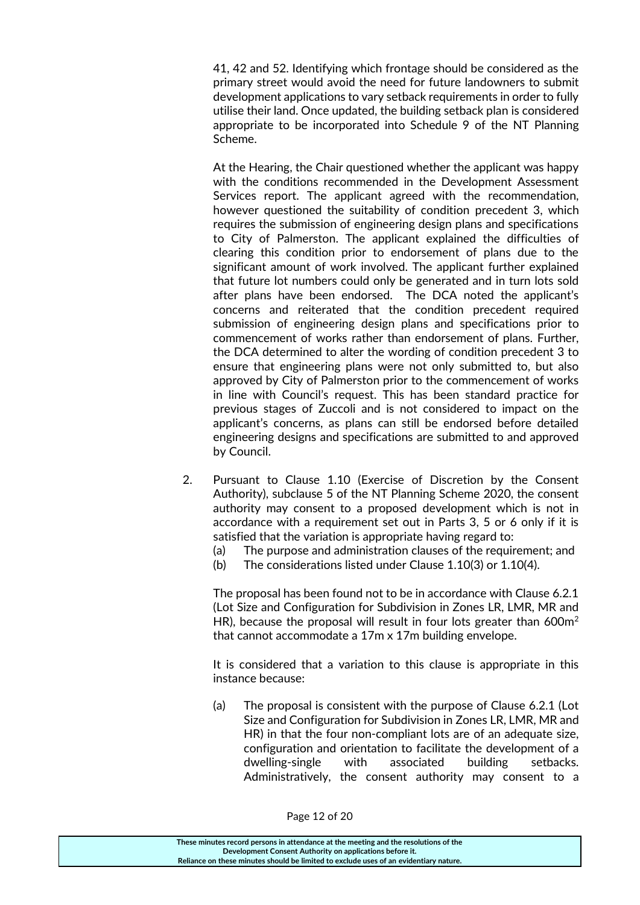41, 42 and 52. Identifying which frontage should be considered as the primary street would avoid the need for future landowners to submit development applications to vary setback requirements in order to fully utilise their land. Once updated, the building setback plan is considered appropriate to be incorporated into Schedule 9 of the NT Planning Scheme.

At the Hearing, the Chair questioned whether the applicant was happy with the conditions recommended in the Development Assessment Services report. The applicant agreed with the recommendation, however questioned the suitability of condition precedent 3, which requires the submission of engineering design plans and specifications to City of Palmerston. The applicant explained the difficulties of clearing this condition prior to endorsement of plans due to the significant amount of work involved. The applicant further explained that future lot numbers could only be generated and in turn lots sold after plans have been endorsed. The DCA noted the applicant's concerns and reiterated that the condition precedent required submission of engineering design plans and specifications prior to commencement of works rather than endorsement of plans. Further, the DCA determined to alter the wording of condition precedent 3 to ensure that engineering plans were not only submitted to, but also approved by City of Palmerston prior to the commencement of works in line with Council's request. This has been standard practice for previous stages of Zuccoli and is not considered to impact on the applicant's concerns, as plans can still be endorsed before detailed engineering designs and specifications are submitted to and approved by Council.

2. Pursuant to Clause 1.10 (Exercise of Discretion by the Consent Authority), subclause 5 of the NT Planning Scheme 2020, the consent authority may consent to a proposed development which is not in accordance with a requirement set out in Parts 3, 5 or 6 only if it is satisfied that the variation is appropriate having regard to:
   (a) The purpose and administration clauses of the requirement; and
   (b) The considerations listed under Clause 1.10(3) or 1.10(4).

   The proposal has been found not to be in accordance with Clause 6.2.1 (Lot Size and Configuration for Subdivision in Zones LR, LMR, MR and HR), because the proposal will result in four lots greater than $600m^2$ that cannot accommodate a 17m x 17m building envelope.

   It is considered that a variation to this clause is appropriate in this instance because:

   (a) The proposal is consistent with the purpose of Clause 6.2.1 (Lot Size and Configuration for Subdivision in Zones LR, LMR, MR and HR) in that the four non-compliant lots are of an adequate size, configuration and orientation to facilitate the development of a dwelling-single with associated building setbacks. Administratively, the consent authority may consent to a

These minutes record persons in attendance at the meeting and the resolutions of the Development Consent Authority on applications before it.
Reliance on these minutes should be limited to exclude uses of an evidentiary nature.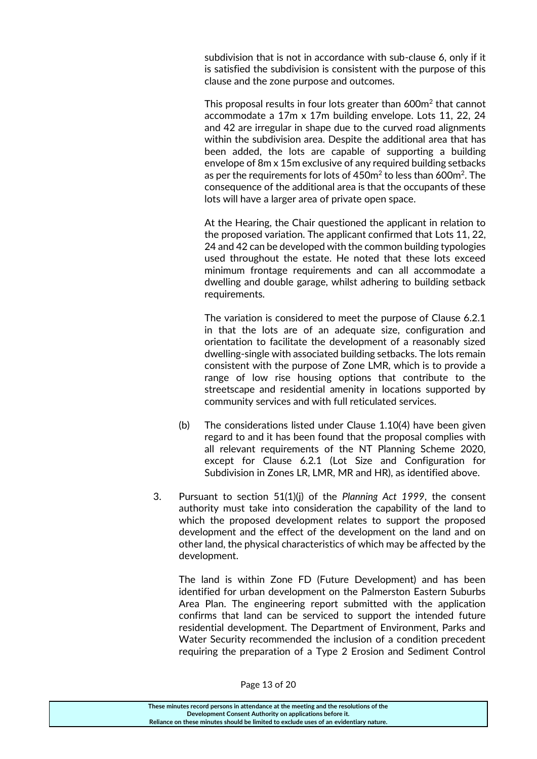subdivision that is not in accordance with sub-clause 6, only if it is satisfied the subdivision is consistent with the purpose of this clause and the zone purpose and outcomes.

This proposal results in four lots greater than 600m$^2$ that cannot accommodate a 17m x 17m building envelope. Lots 11, 22, 24 and 42 are irregular in shape due to the curved road alignments within the subdivision area. Despite the additional area that has been added, the lots are capable of supporting a building envelope of 8m x 15m exclusive of any required building setbacks as per the requirements for lots of 450m$^2$ to less than 600m$^2$. The consequence of the additional area is that the occupants of these lots will have a larger area of private open space.

At the Hearing, the Chair questioned the applicant in relation to the proposed variation. The applicant confirmed that Lots 11, 22, 24 and 42 can be developed with the common building typologies used throughout the estate. He noted that these lots exceed minimum frontage requirements and can all accommodate a dwelling and double garage, whilst adhering to building setback requirements.

The variation is considered to meet the purpose of Clause 6.2.1 in that the lots are of an adequate size, configuration and orientation to facilitate the development of a reasonably sized dwelling-single with associated building setbacks. The lots remain consistent with the purpose of Zone LMR, which is to provide a range of low rise housing options that contribute to the streetscape and residential amenity in locations supported by community services and with full reticulated services.

(b) The considerations listed under Clause 1.10(4) have been given regard to and it has been found that the proposal complies with all relevant requirements of the NT Planning Scheme 2020, except for Clause 6.2.1 (Lot Size and Configuration for Subdivision in Zones LR, LMR, MR and HR), as identified above.

3. Pursuant to section 51(1)(j) of the *Planning Act 1999*, the consent authority must take into consideration the capability of the land to which the proposed development relates to support the proposed development and the effect of the development on the land and on other land, the physical characteristics of which may be affected by the development.

   The land is within Zone FD (Future Development) and has been identified for urban development on the Palmerston Eastern Suburbs Area Plan. The engineering report submitted with the application confirms that land can be serviced to support the intended future residential development. The Department of Environment, Parks and Water Security recommended the inclusion of a condition precedent requiring the preparation of a Type 2 Erosion and Sediment Control

These minutes record persons in attendance at the meeting and the resolutions of the Development Consent Authority on applications before it. Reliance on these minutes should be limited to exclude uses of an evidentiary nature.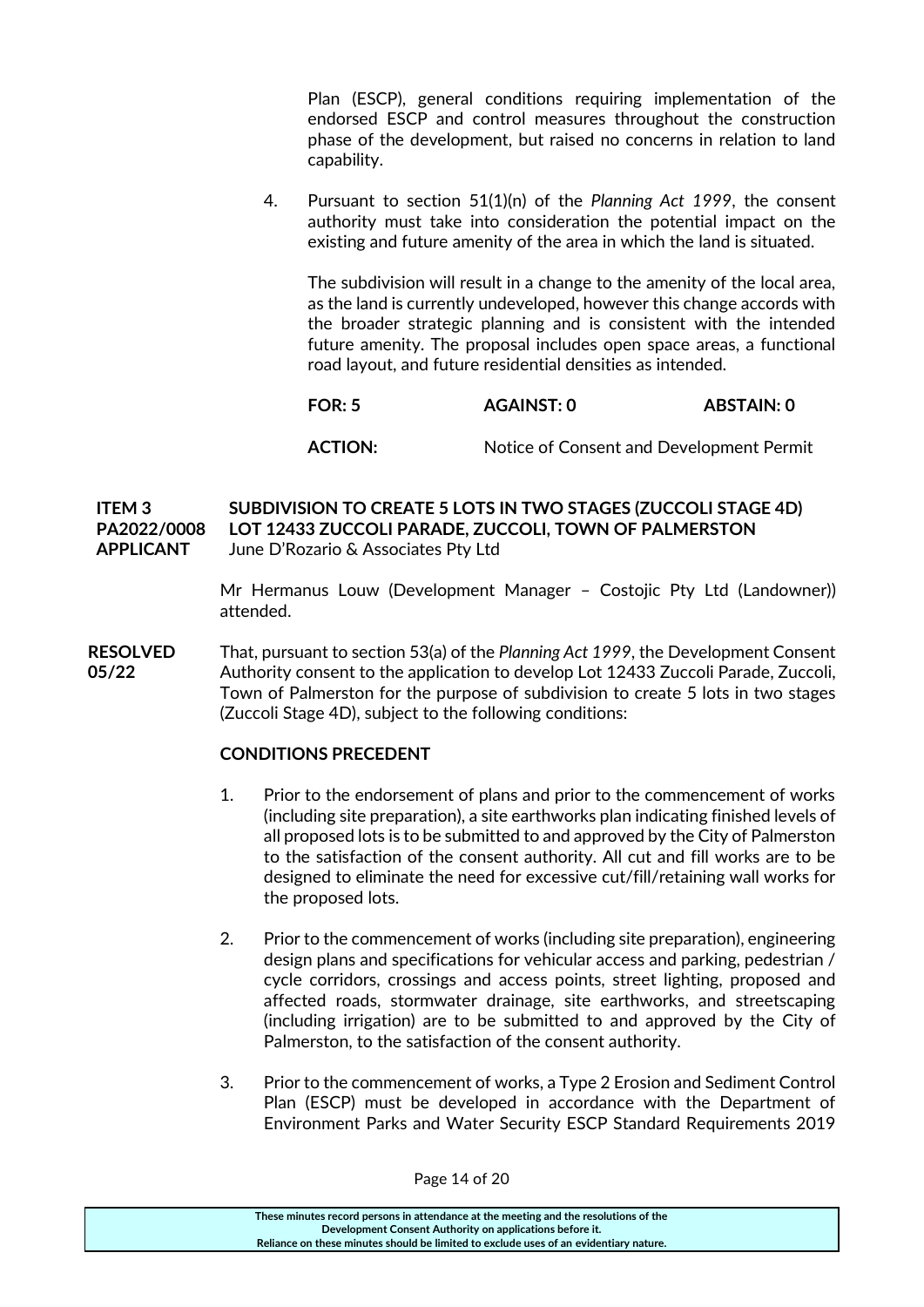Plan (ESCP), general conditions requiring implementation of the endorsed ESCP and control measures throughout the construction phase of the development, but raised no concerns in relation to land capability.

4. Pursuant to section 51(1)(n) of the *Planning Act 1999*, the consent authority must take into consideration the potential impact on the existing and future amenity of the area in which the land is situated.

   The subdivision will result in a change to the amenity of the local area, as the land is currently undeveloped, however this change accords with the broader strategic planning and is consistent with the intended future amenity. The proposal includes open space areas, a functional road layout, and future residential densities as intended.

**FOR: 5** | **AGAINST: 0** | **ABSTAIN: 0**

**ACTION:** Notice of Consent and Development Permit

**ITEM 3** **SUBDIVISION TO CREATE 5 LOTS IN TWO STAGES (ZUCCOLI STAGE 4D)**
**PA2022/0008** **LOT 12433 ZUCCOLI PARADE, ZUCCOLI, TOWN OF PALMERSTON**
**APPLICANT** June D'Rozario & Associates Pty Ltd

Mr Hermanus Louw (Development Manager – Costojic Pty Ltd (Landowner)) attended.

**RESOLVED 05/22** That, pursuant to section 53(a) of the *Planning Act 1999*, the Development Consent Authority consent to the application to develop Lot 12433 Zuccoli Parade, Zuccoli, Town of Palmerston for the purpose of subdivision to create 5 lots in two stages (Zuccoli Stage 4D), subject to the following conditions:

**CONDITIONS PRECEDENT**

1. Prior to the endorsement of plans and prior to the commencement of works (including site preparation), a site earthworks plan indicating finished levels of all proposed lots is to be submitted to and approved by the City of Palmerston to the satisfaction of the consent authority. All cut and fill works are to be designed to eliminate the need for excessive cut/fill/retaining wall works for the proposed lots.

2. Prior to the commencement of works (including site preparation), engineering design plans and specifications for vehicular access and parking, pedestrian / cycle corridors, crossings and access points, street lighting, proposed and affected roads, stormwater drainage, site earthworks, and streetscaping (including irrigation) are to be submitted to and approved by the City of Palmerston, to the satisfaction of the consent authority.

3. Prior to the commencement of works, a Type 2 Erosion and Sediment Control Plan (ESCP) must be developed in accordance with the Department of Environment Parks and Water Security ESCP Standard Requirements 2019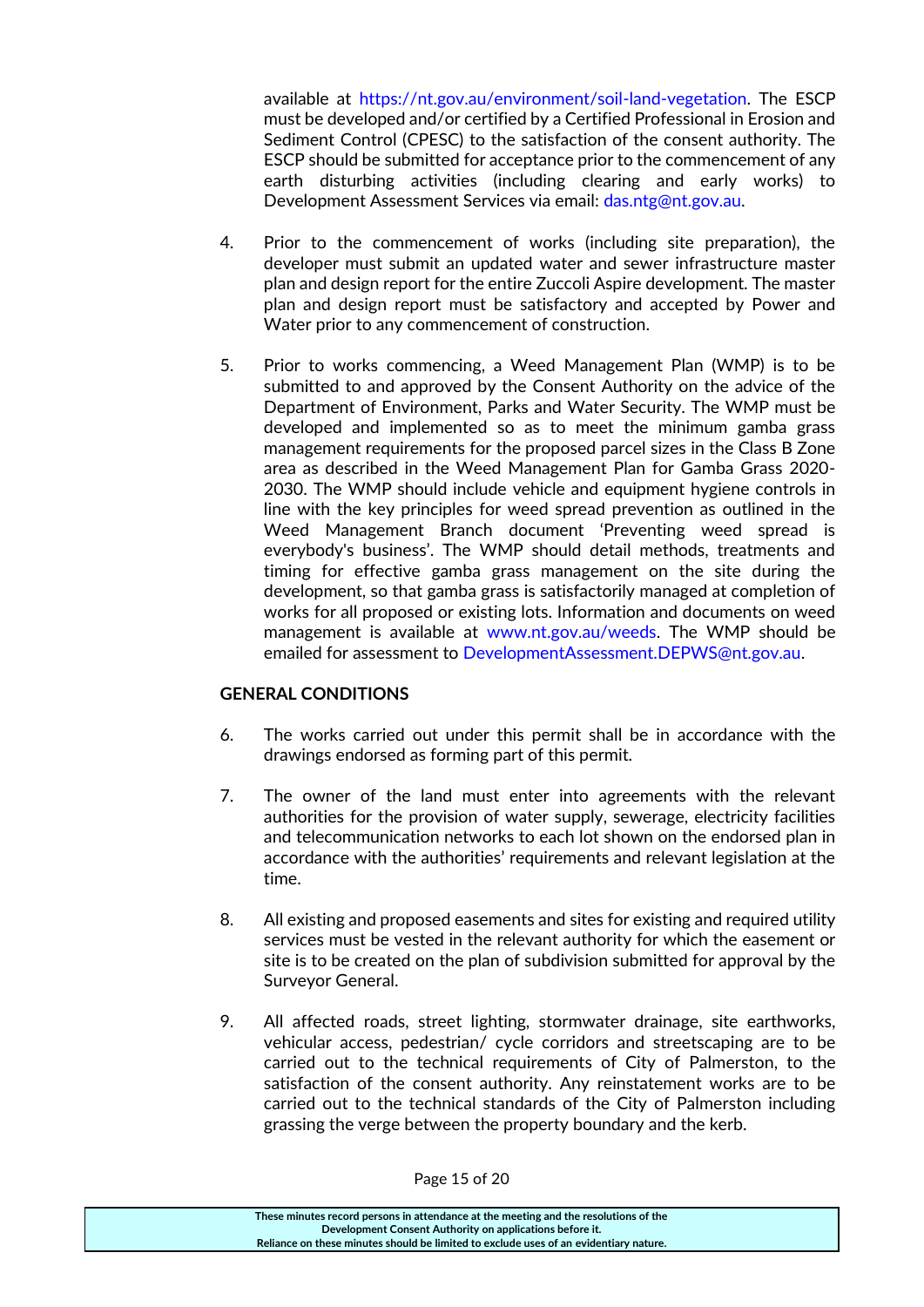available at https://nt.gov.au/environment/soil-land-vegetation. The ESCP must be developed and/or certified by a Certified Professional in Erosion and Sediment Control (CPESC) to the satisfaction of the consent authority. The ESCP should be submitted for acceptance prior to the commencement of any earth disturbing activities (including clearing and early works) to Development Assessment Services via email: das.ntg@nt.gov.au.

4. Prior to the commencement of works (including site preparation), the developer must submit an updated water and sewer infrastructure master plan and design report for the entire Zuccoli Aspire development. The master plan and design report must be satisfactory and accepted by Power and Water prior to any commencement of construction.

5. Prior to works commencing, a Weed Management Plan (WMP) is to be submitted to and approved by the Consent Authority on the advice of the Department of Environment, Parks and Water Security. The WMP must be developed and implemented so as to meet the minimum gamba grass management requirements for the proposed parcel sizes in the Class B Zone area as described in the Weed Management Plan for Gamba Grass 2020-2030. The WMP should include vehicle and equipment hygiene controls in line with the key principles for weed spread prevention as outlined in the Weed Management Branch document 'Preventing weed spread is everybody's business'. The WMP should detail methods, treatments and timing for effective gamba grass management on the site during the development, so that gamba grass is satisfactorily managed at completion of works for all proposed or existing lots. Information and documents on weed management is available at www.nt.gov.au/weeds. The WMP should be emailed for assessment to DevelopmentAssessment.DEPWS@nt.gov.au.

**GENERAL CONDITIONS**

6. The works carried out under this permit shall be in accordance with the drawings endorsed as forming part of this permit.

7. The owner of the land must enter into agreements with the relevant authorities for the provision of water supply, sewerage, electricity facilities and telecommunication networks to each lot shown on the endorsed plan in accordance with the authorities' requirements and relevant legislation at the time.

8. All existing and proposed easements and sites for existing and required utility services must be vested in the relevant authority for which the easement or site is to be created on the plan of subdivision submitted for approval by the Surveyor General.

9. All affected roads, street lighting, stormwater drainage, site earthworks, vehicular access, pedestrian/ cycle corridors and streetscaping are to be carried out to the technical requirements of City of Palmerston, to the satisfaction of the consent authority. Any reinstatement works are to be carried out to the technical standards of the City of Palmerston including grassing the verge between the property boundary and the kerb.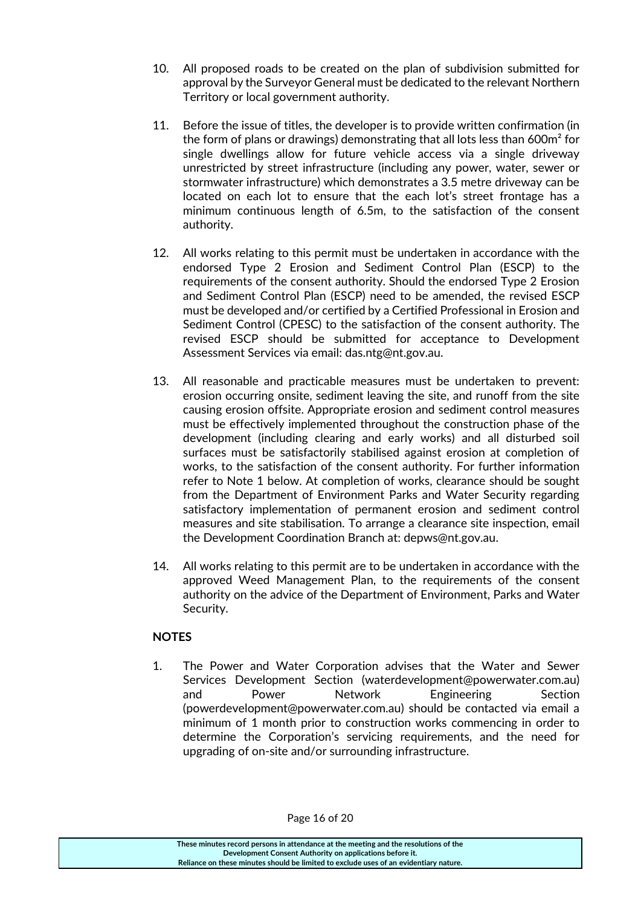10. All proposed roads to be created on the plan of subdivision submitted for approval by the Surveyor General must be dedicated to the relevant Northern Territory or local government authority.

11. Before the issue of titles, the developer is to provide written confirmation (in the form of plans or drawings) demonstrating that all lots less than 600m² for single dwellings allow for future vehicle access via a single driveway unrestricted by street infrastructure (including any power, water, sewer or stormwater infrastructure) which demonstrates a 3.5 metre driveway can be located on each lot to ensure that the each lot's street frontage has a minimum continuous length of 6.5m, to the satisfaction of the consent authority.

12. All works relating to this permit must be undertaken in accordance with the endorsed Type 2 Erosion and Sediment Control Plan (ESCP) to the requirements of the consent authority. Should the endorsed Type 2 Erosion and Sediment Control Plan (ESCP) need to be amended, the revised ESCP must be developed and/or certified by a Certified Professional in Erosion and Sediment Control (CPESC) to the satisfaction of the consent authority. The revised ESCP should be submitted for acceptance to Development Assessment Services via email: das.ntg@nt.gov.au.

13. All reasonable and practicable measures must be undertaken to prevent: erosion occurring onsite, sediment leaving the site, and runoff from the site causing erosion offsite. Appropriate erosion and sediment control measures must be effectively implemented throughout the construction phase of the development (including clearing and early works) and all disturbed soil surfaces must be satisfactorily stabilised against erosion at completion of works, to the satisfaction of the consent authority. For further information refer to Note 1 below. At completion of works, clearance should be sought from the Department of Environment Parks and Water Security regarding satisfactory implementation of permanent erosion and sediment control measures and site stabilisation. To arrange a clearance site inspection, email the Development Coordination Branch at: depws@nt.gov.au.

14. All works relating to this permit are to be undertaken in accordance with the approved Weed Management Plan, to the requirements of the consent authority on the advice of the Department of Environment, Parks and Water Security.

**NOTES**

1. The Power and Water Corporation advises that the Water and Sewer Services Development Section (waterdevelopment@powerwater.com.au) and Power Network Engineering Section (powerdevelopment@powerwater.com.au) should be contacted via email a minimum of 1 month prior to construction works commencing in order to determine the Corporation's servicing requirements, and the need for upgrading of on-site and/or surrounding infrastructure.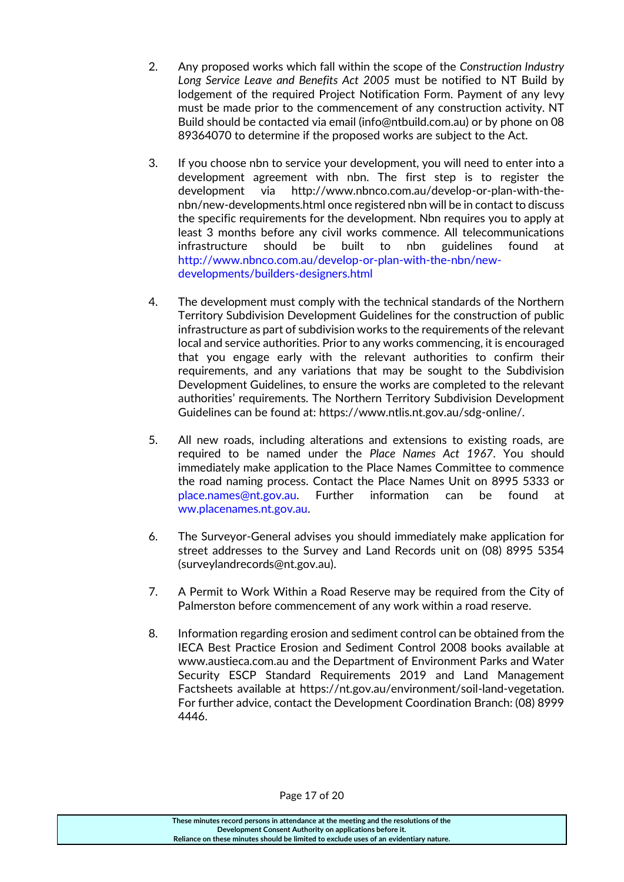2. Any proposed works which fall within the scope of the *Construction Industry Long Service Leave and Benefits Act 2005* must be notified to NT Build by lodgement of the required Project Notification Form. Payment of any levy must be made prior to the commencement of any construction activity. NT Build should be contacted via email (info@ntbuild.com.au) or by phone on 08 89364070 to determine if the proposed works are subject to the Act.

3. If you choose nbn to service your development, you will need to enter into a development agreement with nbn. The first step is to register the development via http://www.nbnco.com.au/develop-or-plan-with-the-nbn/new-developments.html once registered nbn will be in contact to discuss the specific requirements for the development. Nbn requires you to apply at least 3 months before any civil works commence. All telecommunications infrastructure should be built to nbn guidelines found at http://www.nbnco.com.au/develop-or-plan-with-the-nbn/new-developments/builders-designers.html

4. The development must comply with the technical standards of the Northern Territory Subdivision Development Guidelines for the construction of public infrastructure as part of subdivision works to the requirements of the relevant local and service authorities. Prior to any works commencing, it is encouraged that you engage early with the relevant authorities to confirm their requirements, and any variations that may be sought to the Subdivision Development Guidelines, to ensure the works are completed to the relevant authorities' requirements. The Northern Territory Subdivision Development Guidelines can be found at: https://www.ntlis.nt.gov.au/sdg-online/.

5. All new roads, including alterations and extensions to existing roads, are required to be named under the *Place Names Act 1967*. You should immediately make application to the Place Names Committee to commence the road naming process. Contact the Place Names Unit on 8995 5333 or place.names@nt.gov.au. Further information can be found at ww.placenames.nt.gov.au.

6. The Surveyor-General advises you should immediately make application for street addresses to the Survey and Land Records unit on (08) 8995 5354 (surveylandrecords@nt.gov.au).

7. A Permit to Work Within a Road Reserve may be required from the City of Palmerston before commencement of any work within a road reserve.

8. Information regarding erosion and sediment control can be obtained from the IECA Best Practice Erosion and Sediment Control 2008 books available at www.austieca.com.au and the Department of Environment Parks and Water Security ESCP Standard Requirements 2019 and Land Management Factsheets available at https://nt.gov.au/environment/soil-land-vegetation. For further advice, contact the Development Coordination Branch: (08) 8999 4446.

**These minutes record persons in attendance at the meeting and the resolutions of the Development Consent Authority on applications before it. Reliance on these minutes should be limited to exclude uses of an evidentiary nature.**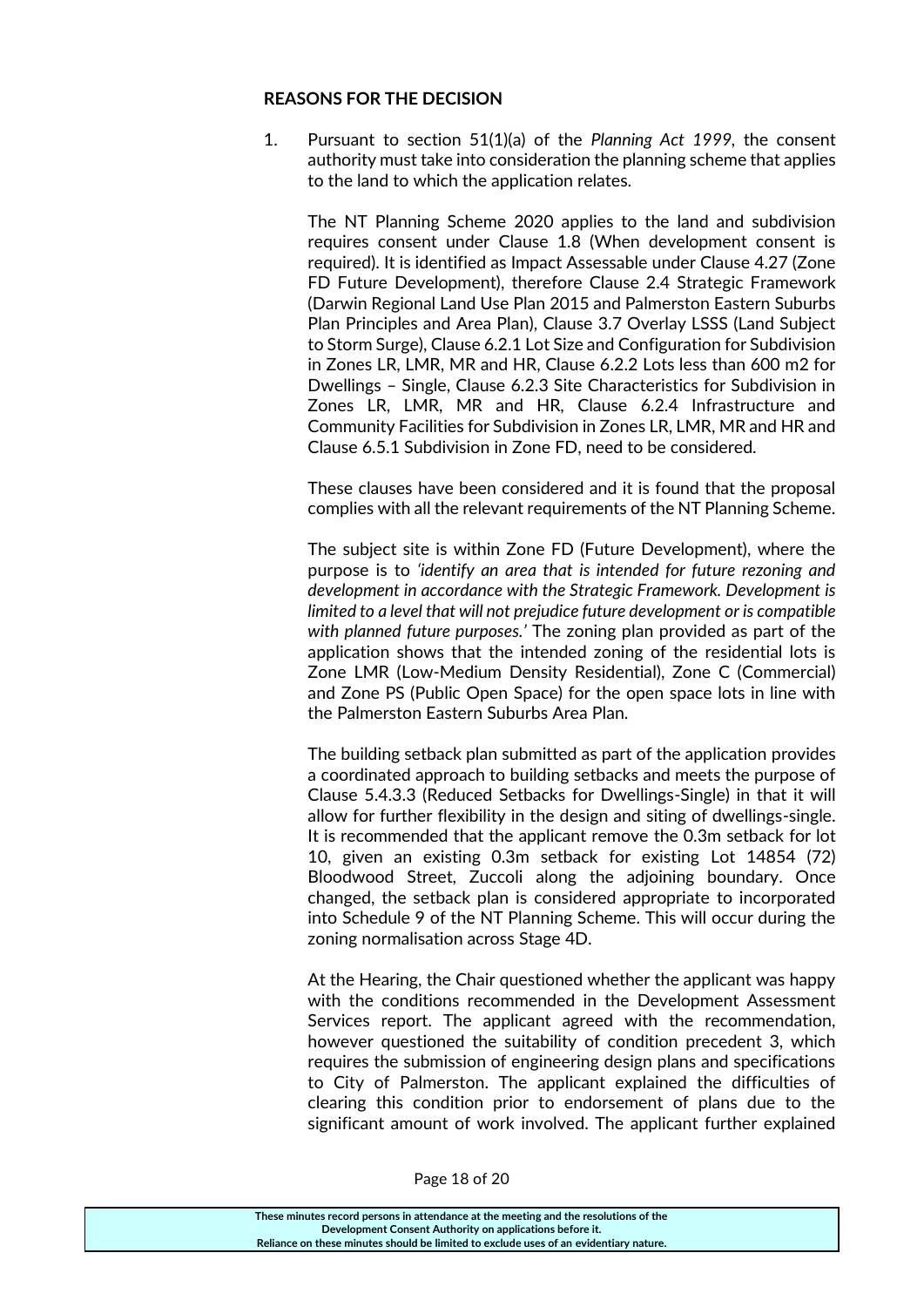**REASONS FOR THE DECISION**

1. Pursuant to section 51(1)(a) of the *Planning Act 1999*, the consent authority must take into consideration the planning scheme that applies to the land to which the application relates.

   The NT Planning Scheme 2020 applies to the land and subdivision requires consent under Clause 1.8 (When development consent is required). It is identified as Impact Assessable under Clause 4.27 (Zone FD Future Development), therefore Clause 2.4 Strategic Framework (Darwin Regional Land Use Plan 2015 and Palmerston Eastern Suburbs Plan Principles and Area Plan), Clause 3.7 Overlay LSSS (Land Subject to Storm Surge), Clause 6.2.1 Lot Size and Configuration for Subdivision in Zones LR, LMR, MR and HR, Clause 6.2.2 Lots less than 600 m2 for Dwellings – Single, Clause 6.2.3 Site Characteristics for Subdivision in Zones LR, LMR, MR and HR, Clause 6.2.4 Infrastructure and Community Facilities for Subdivision in Zones LR, LMR, MR and HR and Clause 6.5.1 Subdivision in Zone FD, need to be considered.

   These clauses have been considered and it is found that the proposal complies with all the relevant requirements of the NT Planning Scheme.

   The subject site is within Zone FD (Future Development), where the purpose is to *'identify an area that is intended for future rezoning and development in accordance with the Strategic Framework. Development is limited to a level that will not prejudice future development or is compatible with planned future purposes.'* The zoning plan provided as part of the application shows that the intended zoning of the residential lots is Zone LMR (Low-Medium Density Residential), Zone C (Commercial) and Zone PS (Public Open Space) for the open space lots in line with the Palmerston Eastern Suburbs Area Plan.

   The building setback plan submitted as part of the application provides a coordinated approach to building setbacks and meets the purpose of Clause 5.4.3.3 (Reduced Setbacks for Dwellings-Single) in that it will allow for further flexibility in the design and siting of dwellings-single. It is recommended that the applicant remove the 0.3m setback for lot 10, given an existing 0.3m setback for existing Lot 14854 (72) Bloodwood Street, Zuccoli along the adjoining boundary. Once changed, the setback plan is considered appropriate to incorporated into Schedule 9 of the NT Planning Scheme. This will occur during the zoning normalisation across Stage 4D.

   At the Hearing, the Chair questioned whether the applicant was happy with the conditions recommended in the Development Assessment Services report. The applicant agreed with the recommendation, however questioned the suitability of condition precedent 3, which requires the submission of engineering design plans and specifications to City of Palmerston. The applicant explained the difficulties of clearing this condition prior to endorsement of plans due to the significant amount of work involved. The applicant further explained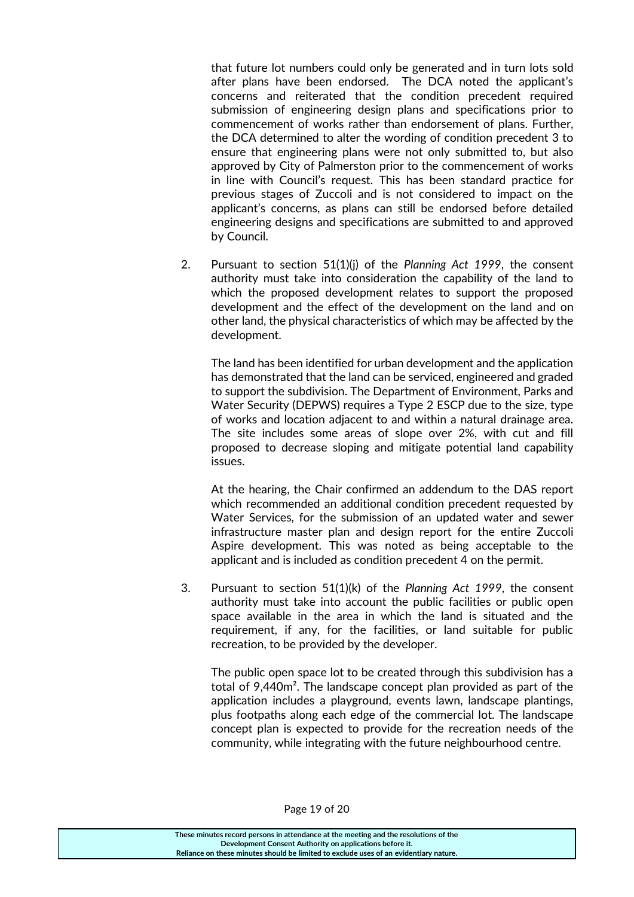that future lot numbers could only be generated and in turn lots sold after plans have been endorsed. The DCA noted the applicant's concerns and reiterated that the condition precedent required submission of engineering design plans and specifications prior to commencement of works rather than endorsement of plans. Further, the DCA determined to alter the wording of condition precedent 3 to ensure that engineering plans were not only submitted to, but also approved by City of Palmerston prior to the commencement of works in line with Council's request. This has been standard practice for previous stages of Zuccoli and is not considered to impact on the applicant's concerns, as plans can still be endorsed before detailed engineering designs and specifications are submitted to and approved by Council.

2. Pursuant to section 51(1)(j) of the *Planning Act 1999*, the consent authority must take into consideration the capability of the land to which the proposed development relates to support the proposed development and the effect of the development on the land and on other land, the physical characteristics of which may be affected by the development.

   The land has been identified for urban development and the application has demonstrated that the land can be serviced, engineered and graded to support the subdivision. The Department of Environment, Parks and Water Security (DEPWS) requires a Type 2 ESCP due to the size, type of works and location adjacent to and within a natural drainage area. The site includes some areas of slope over 2%, with cut and fill proposed to decrease sloping and mitigate potential land capability issues.

   At the hearing, the Chair confirmed an addendum to the DAS report which recommended an additional condition precedent requested by Water Services, for the submission of an updated water and sewer infrastructure master plan and design report for the entire Zuccoli Aspire development. This was noted as being acceptable to the applicant and is included as condition precedent 4 on the permit.

3. Pursuant to section 51(1)(k) of the *Planning Act 1999*, the consent authority must take into account the public facilities or public open space available in the area in which the land is situated and the requirement, if any, for the facilities, or land suitable for public recreation, to be provided by the developer.

   The public open space lot to be created through this subdivision has a total of 9,440m². The landscape concept plan provided as part of the application includes a playground, events lawn, landscape plantings, plus footpaths along each edge of the commercial lot. The landscape concept plan is expected to provide for the recreation needs of the community, while integrating with the future neighbourhood centre.

**These minutes record persons in attendance at the meeting and the resolutions of the Development Consent Authority on applications before it. Reliance on these minutes should be limited to exclude uses of an evidentiary nature.**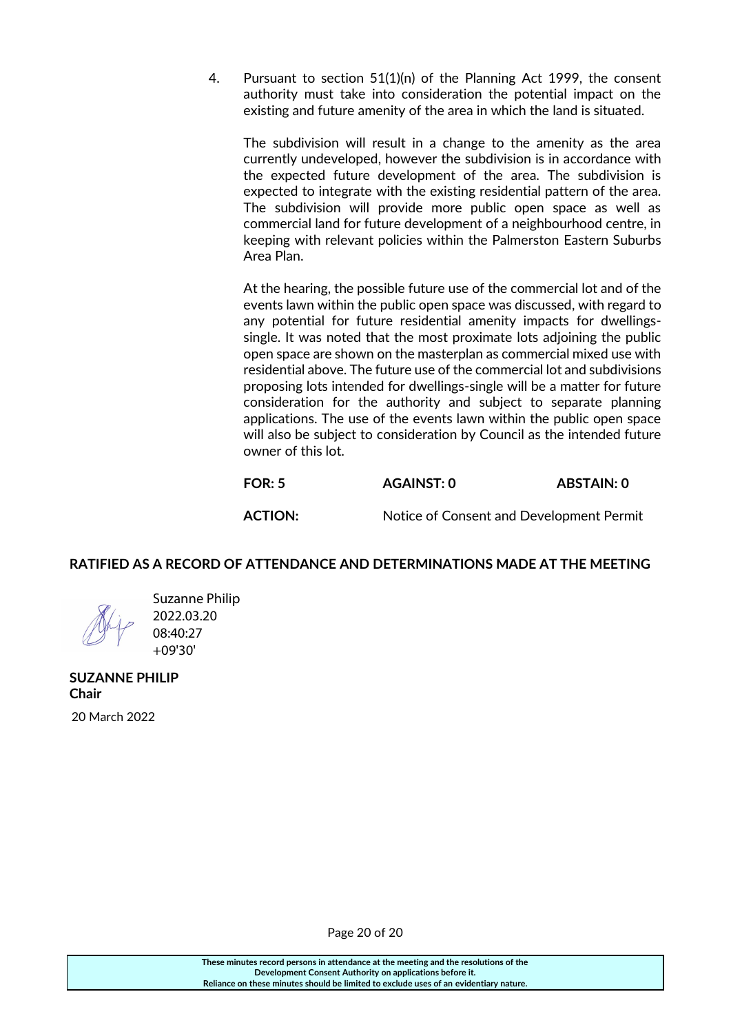4. Pursuant to section 51(1)(n) of the Planning Act 1999, the consent authority must take into consideration the potential impact on the existing and future amenity of the area in which the land is situated.

   The subdivision will result in a change to the amenity as the area currently undeveloped, however the subdivision is in accordance with the expected future development of the area. The subdivision is expected to integrate with the existing residential pattern of the area. The subdivision will provide more public open space as well as commercial land for future development of a neighbourhood centre, in keeping with relevant policies within the Palmerston Eastern Suburbs Area Plan.

   At the hearing, the possible future use of the commercial lot and of the events lawn within the public open space was discussed, with regard to any potential for future residential amenity impacts for dwellings-single. It was noted that the most proximate lots adjoining the public open space are shown on the masterplan as commercial mixed use with residential above. The future use of the commercial lot and subdivisions proposing lots intended for dwellings-single will be a matter for future consideration for the authority and subject to separate planning applications. The use of the events lawn within the public open space will also be subject to consideration by Council as the intended future owner of this lot.

| | | |
|---|---|---|
| **FOR: 5** | **AGAINST: 0** | **ABSTAIN: 0** |
| **ACTION:** | Notice of Consent and Development Permit | |

**RATIFIED AS A RECORD OF ATTENDANCE AND DETERMINATIONS MADE AT THE MEETING**

Suzanne Philip
2022.03.20
08:40:27
+09'30'

**SUZANNE PHILIP**
**Chair**

20 March 2022

These minutes record persons in attendance at the meeting and the resolutions of the Development Consent Authority on applications before it.
Reliance on these minutes should be limited to exclude uses of an evidentiary nature.